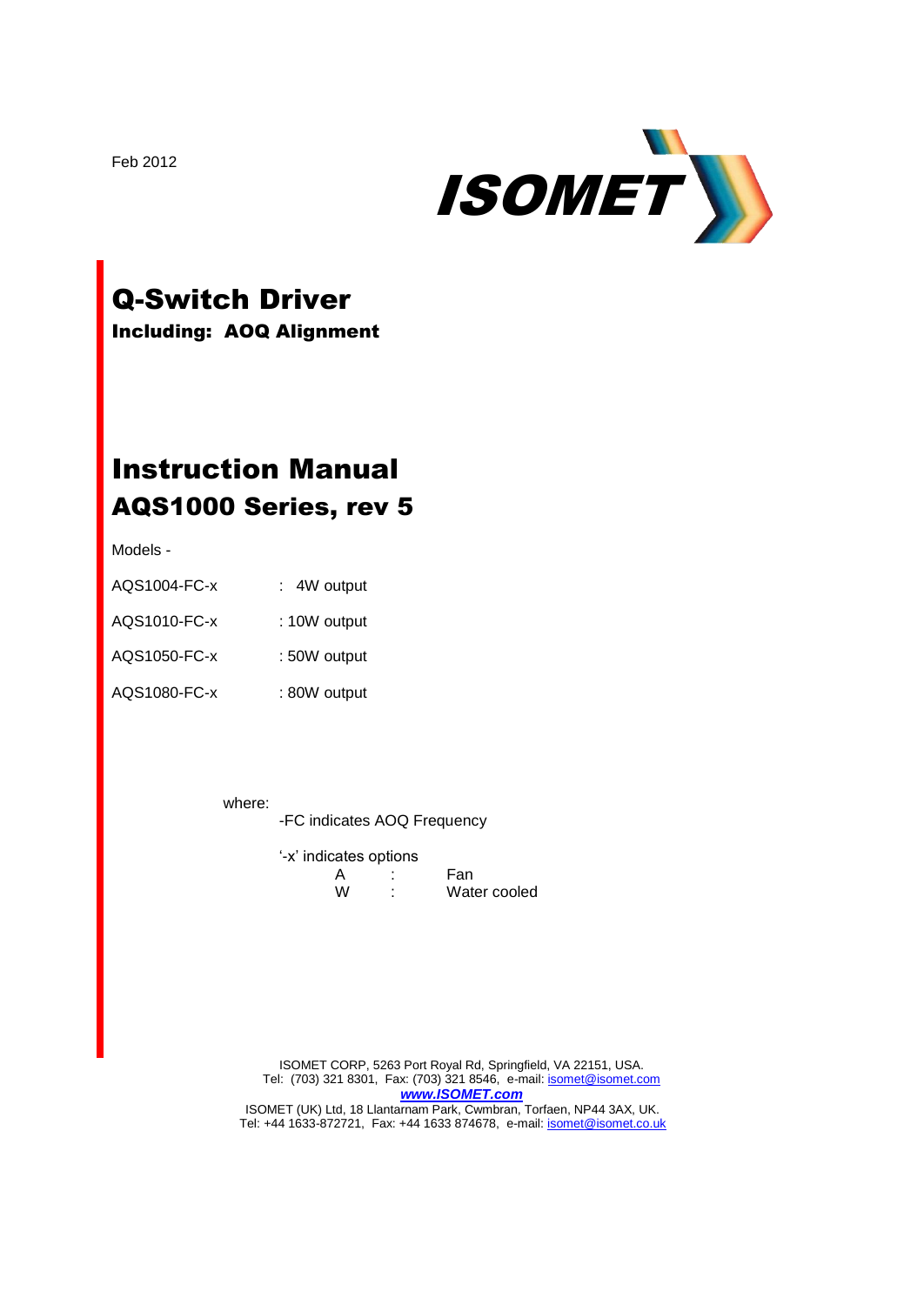Feb 2012

ISOMET

# Q-Switch Driver

**Including: AOQ Alignment**

# Instruction Manual

## AQS1000 Series, rev 5

Models -

| | |
|---|---|
| AQS1004-FC-x | : 4W output |
| AQS1010-FC-x | : 10W output |
| AQS1050-FC-x | : 50W output |
| AQS1080-FC-x | : 80W output |

where:

-FC indicates AOQ Frequency

'-x' indicates options

| | | |
|---|---|---|
| A | : | Fan |
| W | : | Water cooled |

ISOMET CORP, 5263 Port Royal Rd, Springfield, VA 22151, USA.
Tel: (703) 321 8301, Fax: (703) 321 8546, e-mail: isomet@isomet.com
***www.ISOMET.com***
ISOMET (UK) Ltd, 18 Llantarnam Park, Cwmbran, Torfaen, NP44 3AX, UK.
Tel: +44 1633-872721, Fax: +44 1633 874678, e-mail: isomet@isomet.co.uk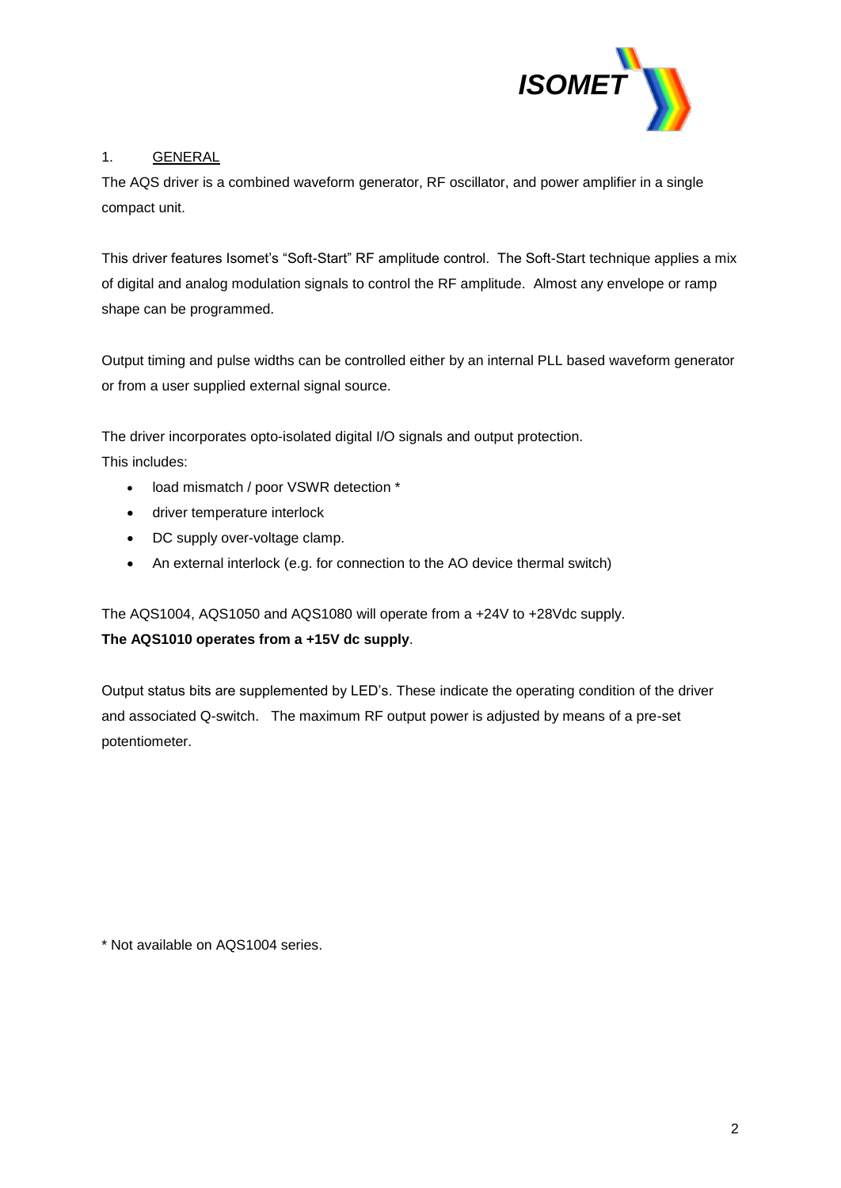## 1. GENERAL

The AQS driver is a combined waveform generator, RF oscillator, and power amplifier in a single compact unit.

This driver features Isomet's "Soft-Start" RF amplitude control. The Soft-Start technique applies a mix of digital and analog modulation signals to control the RF amplitude. Almost any envelope or ramp shape can be programmed.

Output timing and pulse widths can be controlled either by an internal PLL based waveform generator or from a user supplied external signal source.

The driver incorporates opto-isolated digital I/O signals and output protection.
This includes:

- load mismatch / poor VSWR detection *
- driver temperature interlock
- DC supply over-voltage clamp.
- An external interlock (e.g. for connection to the AO device thermal switch)

The AQS1004, AQS1050 and AQS1080 will operate from a +24V to +28Vdc supply.
**The AQS1010 operates from a +15V dc supply**.

Output status bits are supplemented by LED's. These indicate the operating condition of the driver and associated Q-switch. The maximum RF output power is adjusted by means of a pre-set potentiometer.

* Not available on AQS1004 series.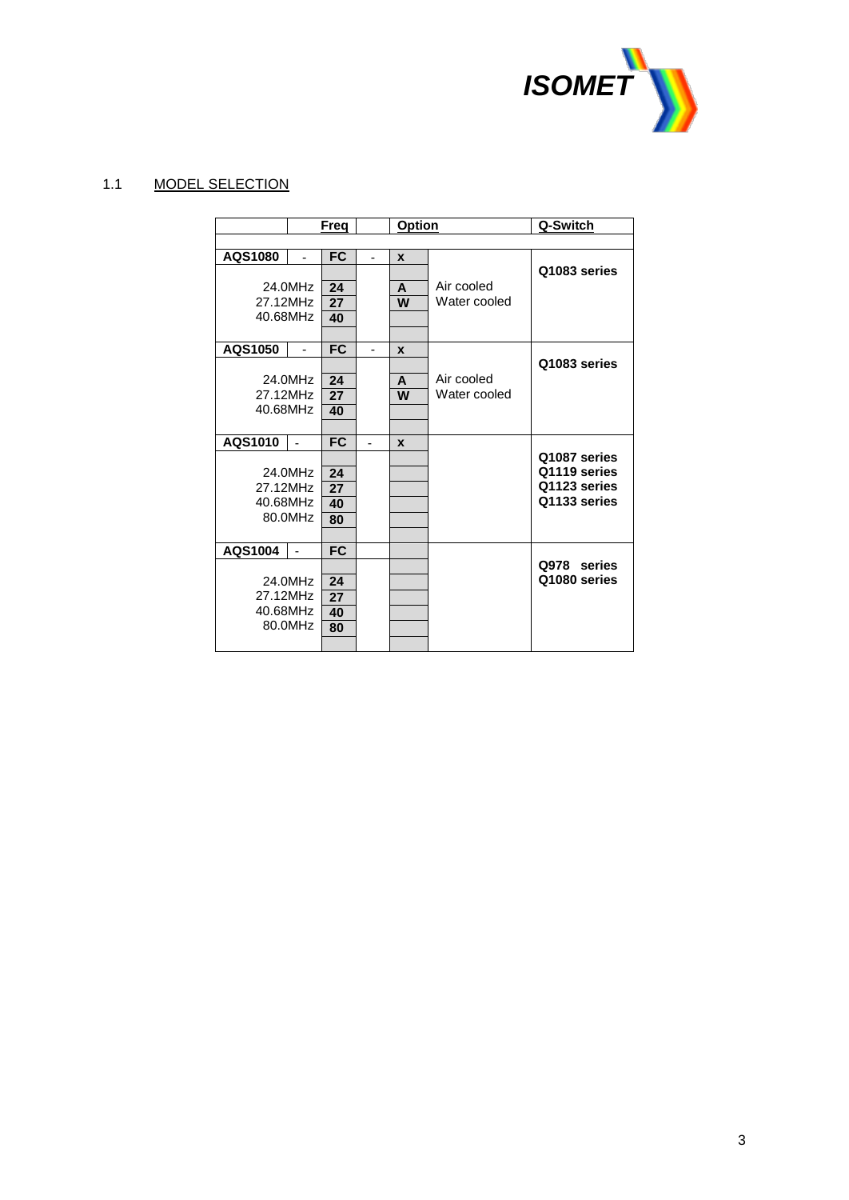ISOMET

## 1.1 MODEL SELECTION

| | | Freq | | Option | | Q-Switch |
|---|---|---|---|---|---|---|
| **AQS1080** | - | **FC** | - | **x** | | **Q1083 series** |
| 24.0MHz | | **24** | | **A** | Air cooled | |
| 27.12MHz | | **27** | | **W** | Water cooled | |
| 40.68MHz | | **40** | | | | |
| **AQS1050** | - | **FC** | - | **x** | | **Q1083 series** |
| 24.0MHz | | **24** | | **A** | Air cooled | |
| 27.12MHz | | **27** | | **W** | Water cooled | |
| 40.68MHz | | **40** | | | | |
| **AQS1010** | - | **FC** | - | **x** | | **Q1087 series**<br>**Q1119 series**<br>**Q1123 series**<br>**Q1133 series** |
| 24.0MHz | | **24** | | | | |
| 27.12MHz | | **27** | | | | |
| 40.68MHz | | **40** | | | | |
| 80.0MHz | | **80** | | | | |
| **AQS1004** | - | **FC** | | | | **Q978 series**<br>**Q1080 series** |
| 24.0MHz | | **24** | | | | |
| 27.12MHz | | **27** | | | | |
| 40.68MHz | | **40** | | | | |
| 80.0MHz | | **80** | | | | |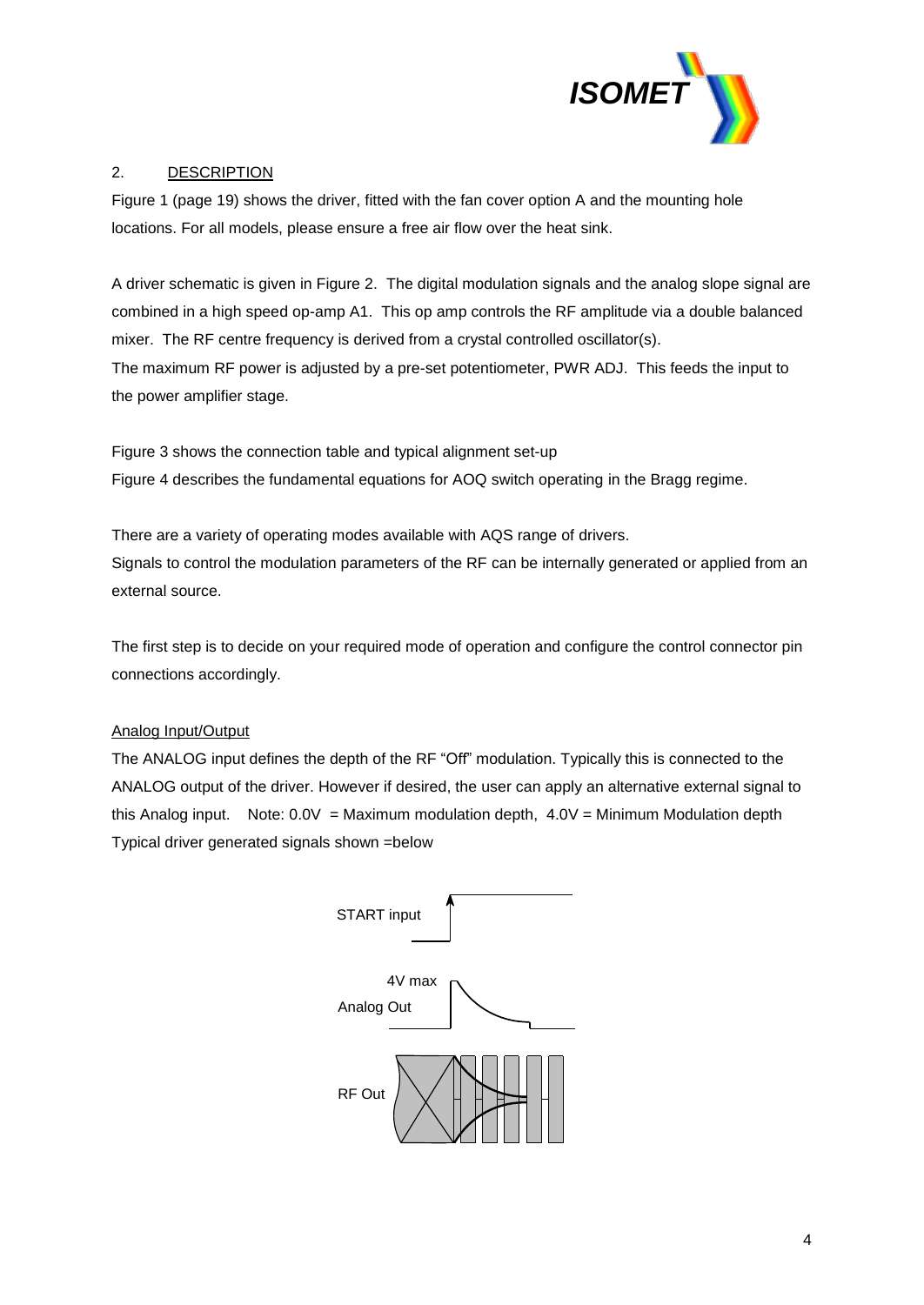## 2. DESCRIPTION

Figure 1 (page 19) shows the driver, fitted with the fan cover option A and the mounting hole locations. For all models, please ensure a free air flow over the heat sink.

A driver schematic is given in Figure 2. The digital modulation signals and the analog slope signal are combined in a high speed op-amp A1. This op amp controls the RF amplitude via a double balanced mixer. The RF centre frequency is derived from a crystal controlled oscillator(s).
The maximum RF power is adjusted by a pre-set potentiometer, PWR ADJ. This feeds the input to the power amplifier stage.

Figure 3 shows the connection table and typical alignment set-up
Figure 4 describes the fundamental equations for AOQ switch operating in the Bragg regime.

There are a variety of operating modes available with AQS range of drivers.
Signals to control the modulation parameters of the RF can be internally generated or applied from an external source.

The first step is to decide on your required mode of operation and configure the control connector pin connections accordingly.

### Analog Input/Output

The ANALOG input defines the depth of the RF "Off" modulation. Typically this is connected to the ANALOG output of the driver. However if desired, the user can apply an alternative external signal to this Analog input. Note: 0.0V = Maximum modulation depth, 4.0V = Minimum Modulation depth
Typical driver generated signals shown =below

START input

4V max
Analog Out

RF Out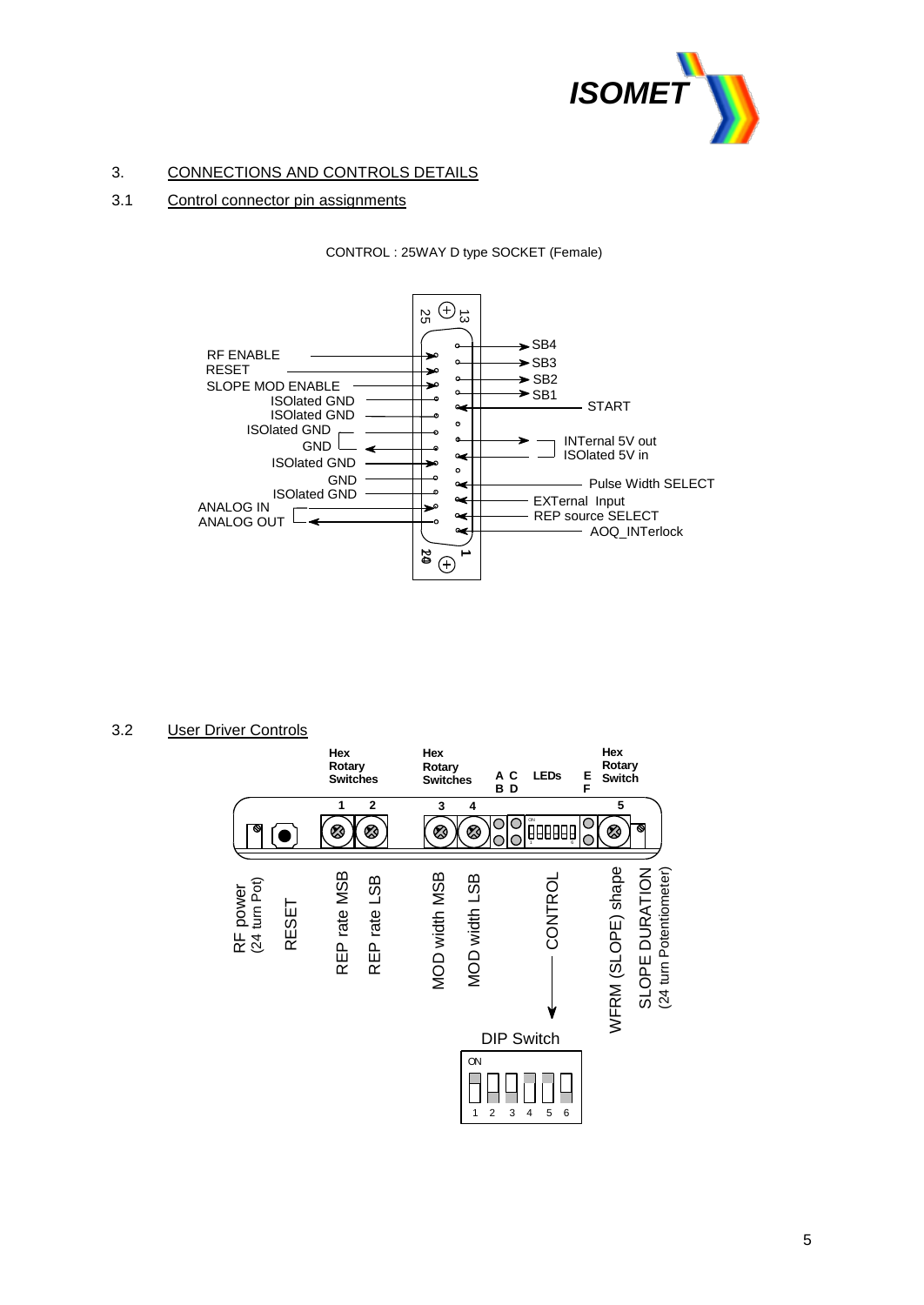## 3. CONNECTIONS AND CONTROLS DETAILS

### 3.1 Control connector pin assignments

CONTROL : 25WAY D type SOCKET (Female)

RF ENABLE
RESET
SLOPE MOD ENABLE
ISOlated GND
ISOlated GND
ISOlated GND
GND
ISOlated GND
GND
ISOlated GND
ANALOG IN
ANALOG OUT

SB4
SB3
SB2
SB1
START
INTernal 5V out
ISOlated 5V in
Pulse Width SELECT
EXTernal Input
REP source SELECT
AOQ_INTerlock

### 3.2 User Driver Controls

Hex Rotary Switches 1, 2 — REP rate MSB, REP rate LSB

Hex Rotary Switches 3, 4 — MOD width MSB, MOD width LSB

LEDs A, B, C, D, E, F

Hex Rotary Switch 5 — WFRM (SLOPE) shape

RF power (24 turn Pot)

RESET

CONTROL

SLOPE DURATION (24 turn Potentiometer)

DIP Switch

ON

1 2 3 4 5 6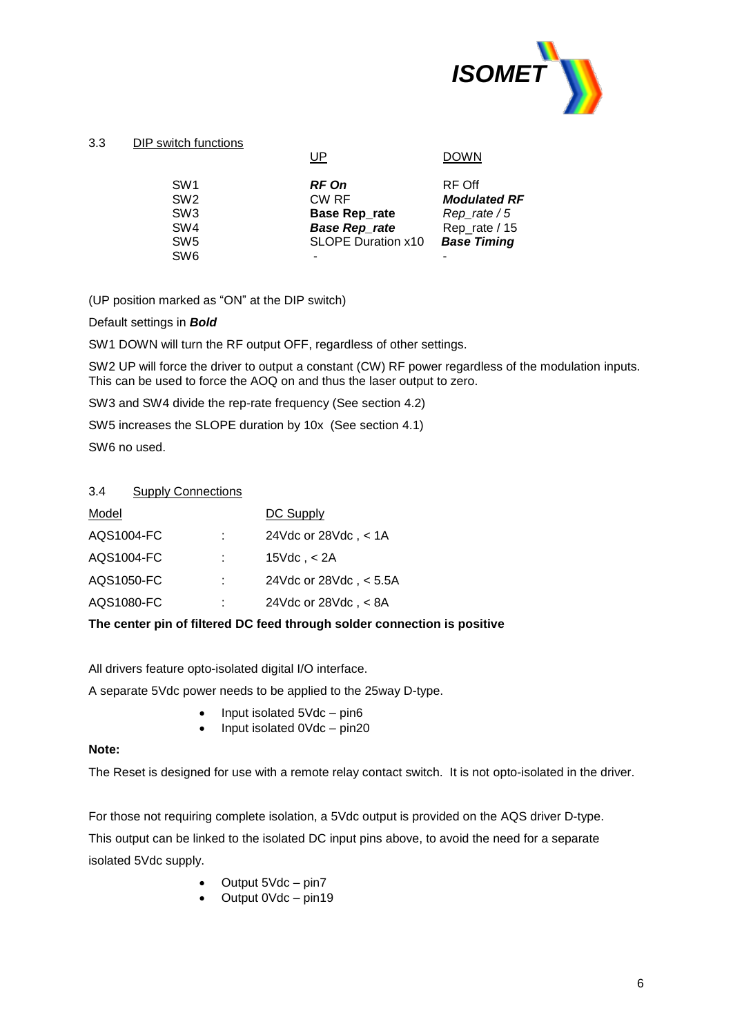### 3.3 DIP switch functions

| | UP | DOWN |
|---|---|---|
| SW1 | ***RF On*** | RF Off |
| SW2 | CW RF | ***Modulated RF*** |
| SW3 | **Base Rep_rate** | *Rep_rate / 5* |
| SW4 | ***Base Rep_rate*** | Rep_rate / 15 |
| SW5 | SLOPE Duration x10 | ***Base Timing*** |
| SW6 | - | - |

(UP position marked as "ON" at the DIP switch)

Default settings in ***Bold***

SW1 DOWN will turn the RF output OFF, regardless of other settings.

SW2 UP will force the driver to output a constant (CW) RF power regardless of the modulation inputs. This can be used to force the AOQ on and thus the laser output to zero.

SW3 and SW4 divide the rep-rate frequency (See section 4.2)

SW5 increases the SLOPE duration by 10x (See section 4.1)

SW6 no used.

### 3.4 Supply Connections

| Model | | DC Supply |
|---|---|---|
| AQS1004-FC | : | 24Vdc or 28Vdc , < 1A |
| AQS1004-FC | : | 15Vdc , < 2A |
| AQS1050-FC | : | 24Vdc or 28Vdc , < 5.5A |
| AQS1080-FC | : | 24Vdc or 28Vdc , < 8A |

**The center pin of filtered DC feed through solder connection is positive**

All drivers feature opto-isolated digital I/O interface.

A separate 5Vdc power needs to be applied to the 25way D-type.

- Input isolated 5Vdc – pin6
- Input isolated 0Vdc – pin20

**Note:**

The Reset is designed for use with a remote relay contact switch. It is not opto-isolated in the driver.

For those not requiring complete isolation, a 5Vdc output is provided on the AQS driver D-type. This output can be linked to the isolated DC input pins above, to avoid the need for a separate isolated 5Vdc supply.

- Output 5Vdc – pin7
- Output 0Vdc – pin19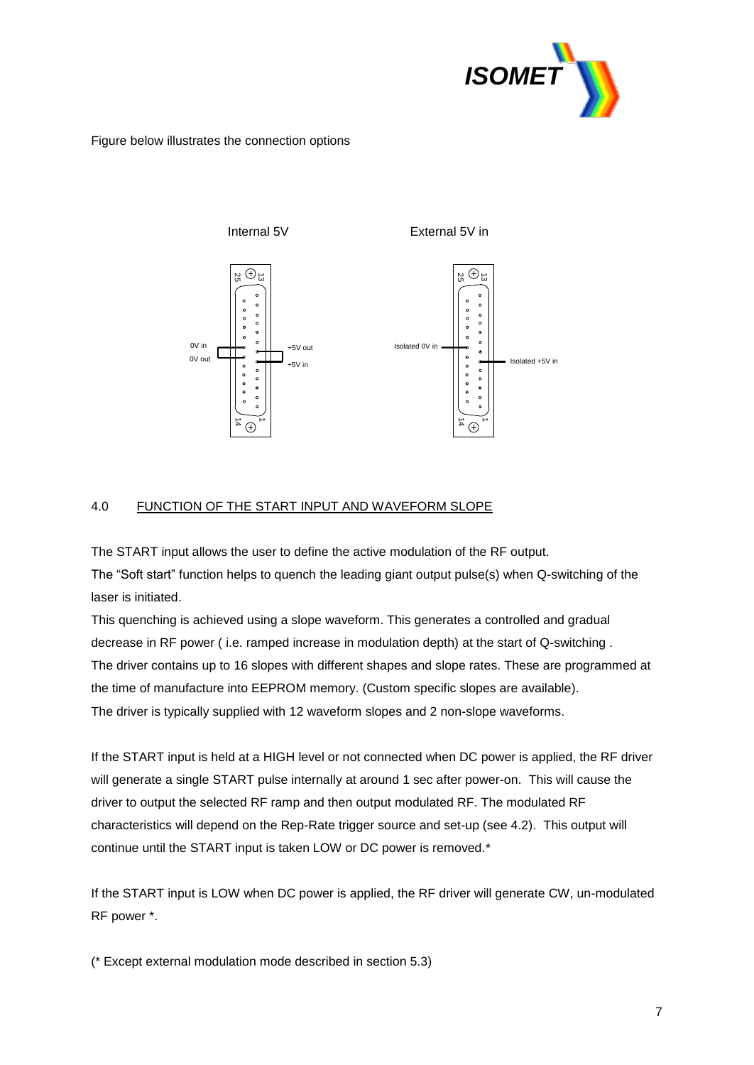Figure below illustrates the connection options

Internal 5V

External 5V in

0V in

0V out

+5V out

+5V in

Isolated 0V in

Isolated +5V in

## 4.0 FUNCTION OF THE START INPUT AND WAVEFORM SLOPE

The START input allows the user to define the active modulation of the RF output.
The "Soft start" function helps to quench the leading giant output pulse(s) when Q-switching of the laser is initiated.
This quenching is achieved using a slope waveform. This generates a controlled and gradual decrease in RF power ( i.e. ramped increase in modulation depth) at the start of Q-switching .
The driver contains up to 16 slopes with different shapes and slope rates. These are programmed at the time of manufacture into EEPROM memory. (Custom specific slopes are available).
The driver is typically supplied with 12 waveform slopes and 2 non-slope waveforms.

If the START input is held at a HIGH level or not connected when DC power is applied, the RF driver will generate a single START pulse internally at around 1 sec after power-on. This will cause the driver to output the selected RF ramp and then output modulated RF. The modulated RF characteristics will depend on the Rep-Rate trigger source and set-up (see 4.2). This output will continue until the START input is taken LOW or DC power is removed.*

If the START input is LOW when DC power is applied, the RF driver will generate CW, un-modulated RF power *.

(* Except external modulation mode described in section 5.3)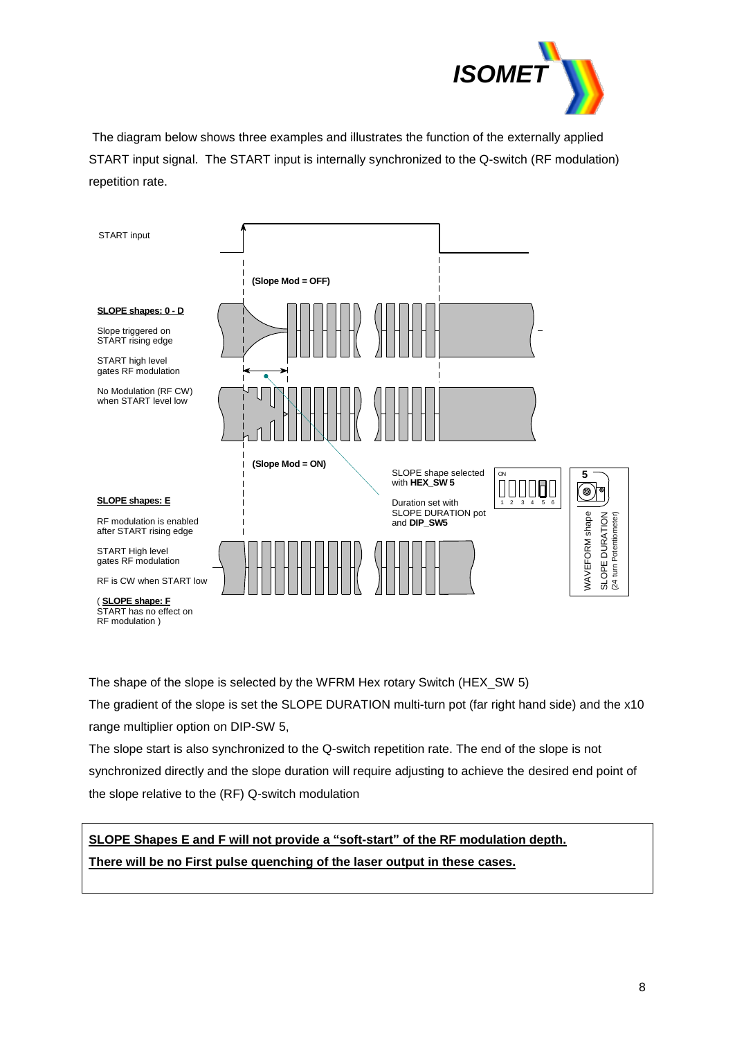The diagram below shows three examples and illustrates the function of the externally applied START input signal. The START input is internally synchronized to the Q-switch (RF modulation) repetition rate.

START input

(Slope Mod = OFF)

**SLOPE shapes: 0 - D**

Slope triggered on START rising edge

START high level gates RF modulation

No Modulation (RF CW) when START level low

(Slope Mod = ON)

SLOPE shape selected with **HEX_SW 5**

Duration set with SLOPE DURATION pot and **DIP_SW5**

ON

1 2 3 4 5 6

5

WAVEFORM shape

SLOPE DURATION (24 turn Potentiometer)

**SLOPE shapes: E**

RF modulation is enabled after START rising edge

START High level gates RF modulation

RF is CW when START low

( **SLOPE shape: F** START has no effect on RF modulation )

The shape of the slope is selected by the WFRM Hex rotary Switch (HEX_SW 5)

The gradient of the slope is set the SLOPE DURATION multi-turn pot (far right hand side) and the x10 range multiplier option on DIP-SW 5,

The slope start is also synchronized to the Q-switch repetition rate. The end of the slope is not synchronized directly and the slope duration will require adjusting to achieve the desired end point of the slope relative to the (RF) Q-switch modulation

**SLOPE Shapes E and F will not provide a "soft-start" of the RF modulation depth.**
**There will be no First pulse quenching of the laser output in these cases.**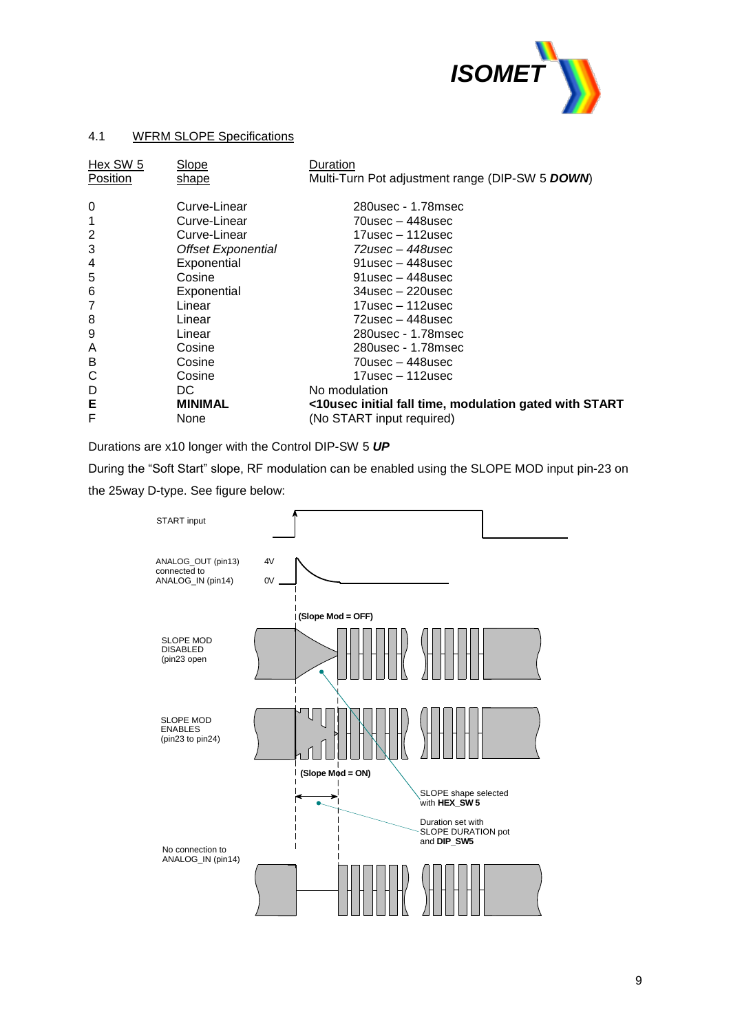## 4.1 WFRM SLOPE Specifications

| Hex SW 5 Position | Slope shape | Duration<br>Multi-Turn Pot adjustment range (DIP-SW 5 ***DOWN***) |
|---|---|---|
| 0 | Curve-Linear | 280usec - 1.78msec |
| 1 | Curve-Linear | 70usec – 448usec |
| 2 | Curve-Linear | 17usec – 112usec |
| 3 | *Offset Exponential* | *72usec – 448usec* |
| 4 | Exponential | 91usec – 448usec |
| 5 | Cosine | 91usec – 448usec |
| 6 | Exponential | 34usec – 220usec |
| 7 | Linear | 17usec – 112usec |
| 8 | Linear | 72usec – 448usec |
| 9 | Linear | 280usec - 1.78msec |
| A | Cosine | 280usec - 1.78msec |
| B | Cosine | 70usec – 448usec |
| C | Cosine | 17usec – 112usec |
| D | DC | No modulation |
| **E** | **MINIMAL** | **<10usec initial fall time, modulation gated with START** |
| F | None | (No START input required) |

Durations are x10 longer with the Control DIP-SW 5 ***UP***

During the "Soft Start" slope, RF modulation can be enabled using the SLOPE MOD input pin-23 on the 25way D-type. See figure below:

START input

ANALOG_OUT (pin13) connected to ANALOG_IN (pin14) 4V 0V

**(Slope Mod = OFF)**

SLOPE MOD DISABLED (pin23 open

SLOPE MOD ENABLES (pin23 to pin24)

**(Slope Mod = ON)**

SLOPE shape selected with **HEX_SW 5**

Duration set with SLOPE DURATION pot and **DIP_SW5**

No connection to ANALOG_IN (pin14)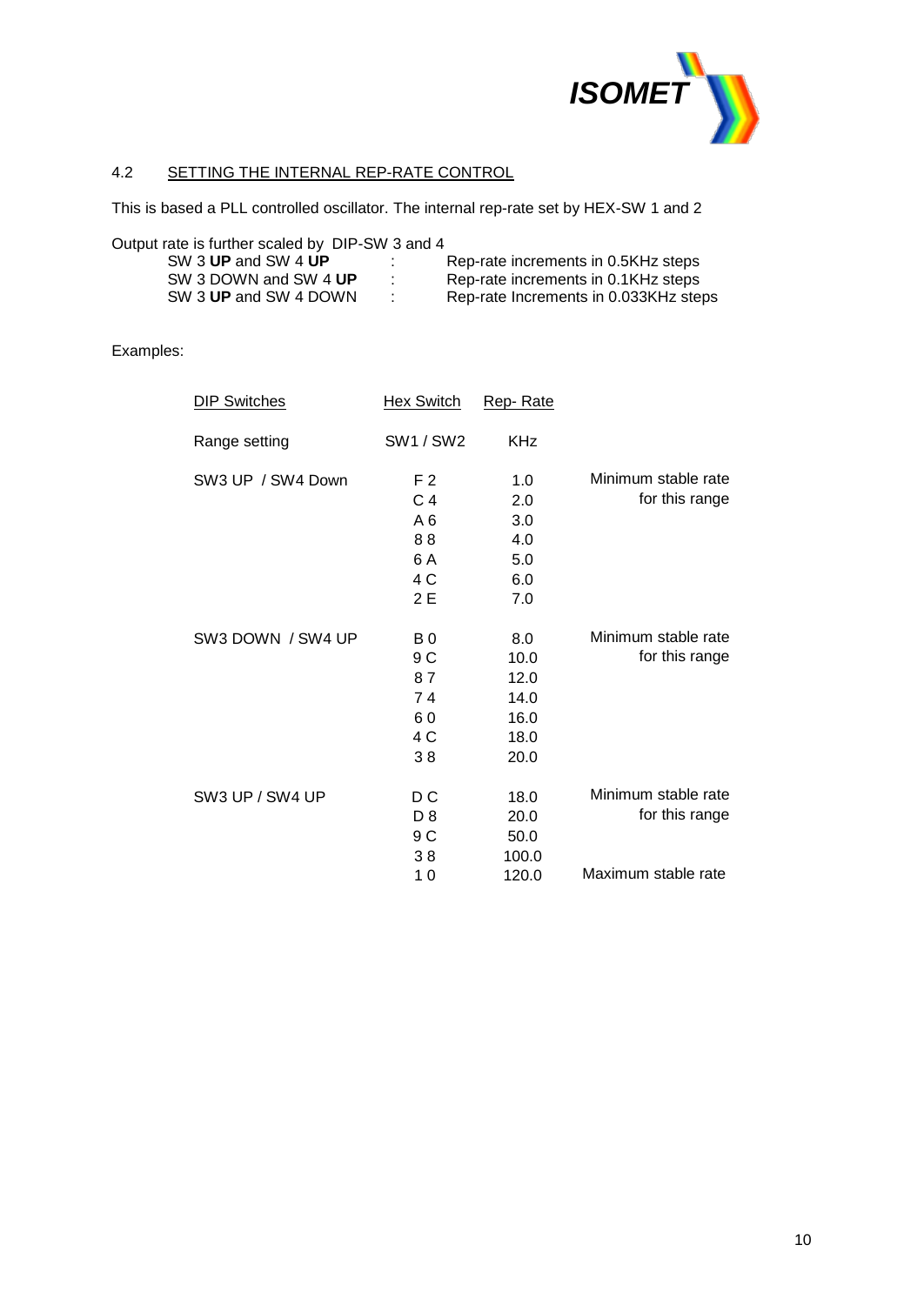## 4.2 SETTING THE INTERNAL REP-RATE CONTROL

This is based a PLL controlled oscillator. The internal rep-rate set by HEX-SW 1 and 2

Output rate is further scaled by DIP-SW 3 and 4

| | | |
|---|---|---|
| SW 3 **UP** and SW 4 **UP** | : | Rep-rate increments in 0.5KHz steps |
| SW 3 DOWN and SW 4 **UP** | : | Rep-rate increments in 0.1KHz steps |
| SW 3 **UP** and SW 4 DOWN | : | Rep-rate Increments in 0.033KHz steps |

Examples:

| DIP Switches | Hex Switch | Rep- Rate | |
|---|---|---|---|
| Range setting | SW1 / SW2 | KHz | |
| SW3 UP / SW4 Down | F 2 | 1.0 | Minimum stable rate for this range |
| | C 4 | 2.0 | |
| | A 6 | 3.0 | |
| | 8 8 | 4.0 | |
| | 6 A | 5.0 | |
| | 4 C | 6.0 | |
| | 2 E | 7.0 | |
| SW3 DOWN / SW4 UP | B 0 | 8.0 | Minimum stable rate for this range |
| | 9 C | 10.0 | |
| | 8 7 | 12.0 | |
| | 7 4 | 14.0 | |
| | 6 0 | 16.0 | |
| | 4 C | 18.0 | |
| | 3 8 | 20.0 | |
| SW3 UP / SW4 UP | D C | 18.0 | Minimum stable rate for this range |
| | D 8 | 20.0 | |
| | 9 C | 50.0 | |
| | 3 8 | 100.0 | |
| | 1 0 | 120.0 | Maximum stable rate |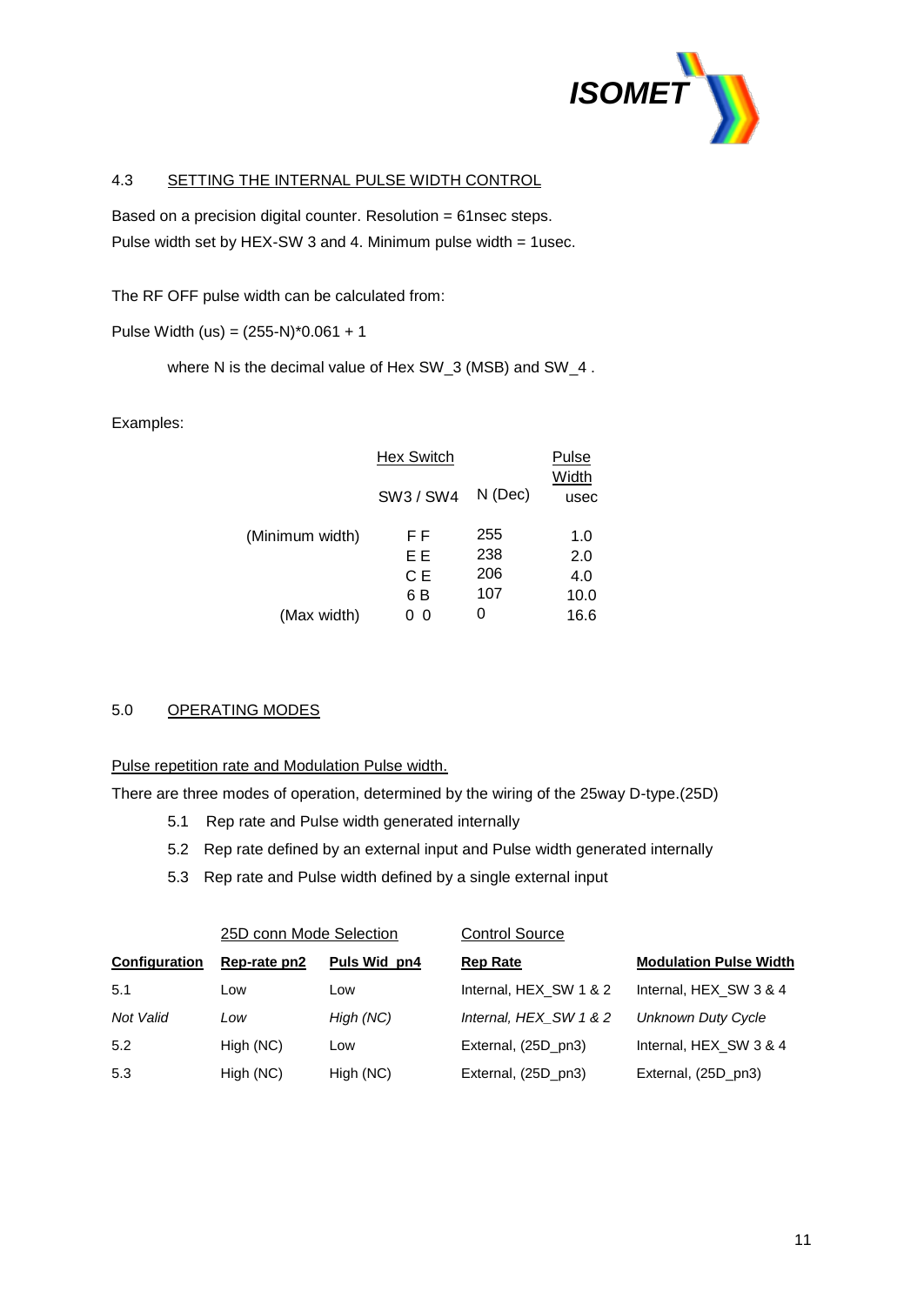## 4.3 SETTING THE INTERNAL PULSE WIDTH CONTROL

Based on a precision digital counter. Resolution = 61nsec steps.
Pulse width set by HEX-SW 3 and 4. Minimum pulse width = 1usec.

The RF OFF pulse width can be calculated from:

Pulse Width (us) = (255-N)*0.061 + 1

where N is the decimal value of Hex SW_3 (MSB) and SW_4 .

Examples:

| | Hex Switch SW3 / SW4 | N (Dec) | Pulse Width usec |
|---|---|---|---|
| (Minimum width) | F F | 255 | 1.0 |
| | E E | 238 | 2.0 |
| | C E | 206 | 4.0 |
| | 6 B | 107 | 10.0 |
| (Max width) | 0 0 | 0 | 16.6 |

## 5.0 OPERATING MODES

Pulse repetition rate and Modulation Pulse width.

There are three modes of operation, determined by the wiring of the 25way D-type.(25D)

5.1 Rep rate and Pulse width generated internally

5.2 Rep rate defined by an external input and Pulse width generated internally

5.3 Rep rate and Pulse width defined by a single external input

| | 25D conn Mode Selection | | Control Source | |
|---|---|---|---|---|
| **Configuration** | **Rep-rate pn2** | **Puls Wid pn4** | **Rep Rate** | **Modulation Pulse Width** |
| 5.1 | Low | Low | Internal, HEX_SW 1 & 2 | Internal, HEX_SW 3 & 4 |
| *Not Valid* | *Low* | *High (NC)* | *Internal, HEX_SW 1 & 2* | *Unknown Duty Cycle* |
| 5.2 | High (NC) | Low | External, (25D_pn3) | Internal, HEX_SW 3 & 4 |
| 5.3 | High (NC) | High (NC) | External, (25D_pn3) | External, (25D_pn3) |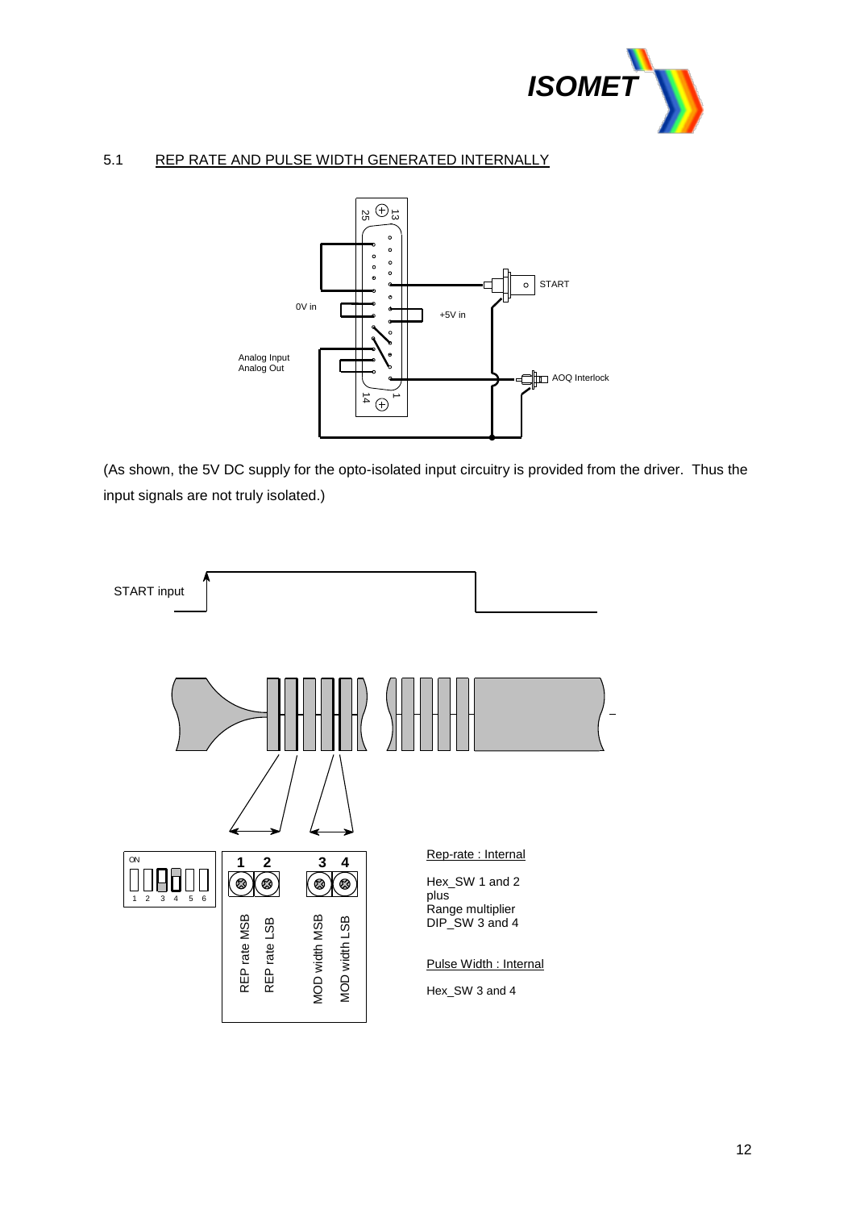## 5.1 REP RATE AND PULSE WIDTH GENERATED INTERNALLY

START

0V in

+5V in

Analog Input
Analog Out

AOQ Interlock

(As shown, the 5V DC supply for the opto-isolated input circuitry is provided from the driver. Thus the input signals are not truly isolated.)

START input

REP rate MSB
REP rate LSB
MOD width MSB
MOD width LSB

Rep-rate : Internal

Hex_SW 1 and 2
plus
Range multiplier
DIP_SW 3 and 4

Pulse Width : Internal

Hex_SW 3 and 4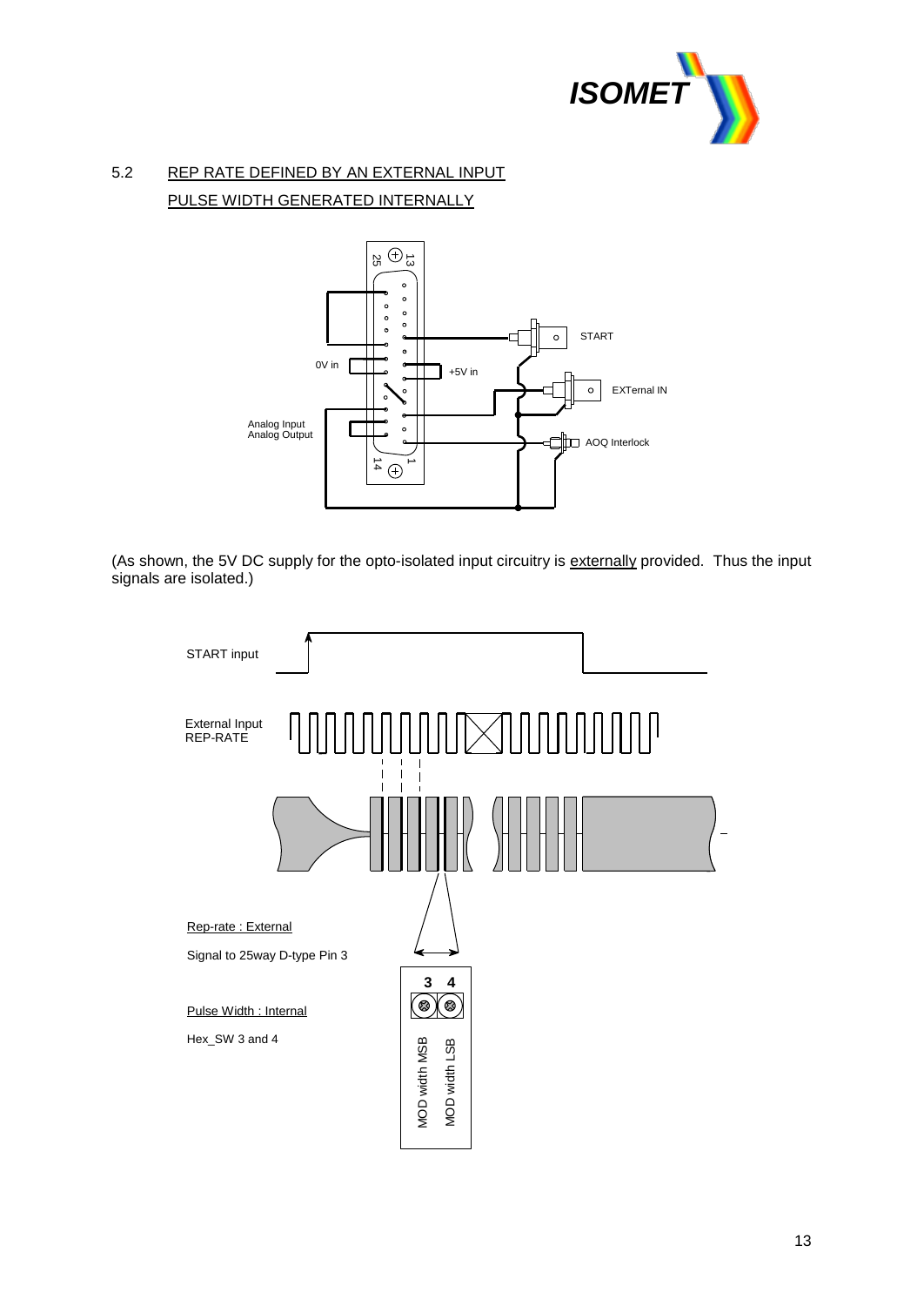## 5.2 REP RATE DEFINED BY AN EXTERNAL INPUT PULSE WIDTH GENERATED INTERNALLY

(As shown, the 5V DC supply for the opto-isolated input circuitry is externally provided. Thus the input signals are isolated.)

Rep-rate : External

Signal to 25way D-type Pin 3

Pulse Width : Internal

Hex_SW 3 and 4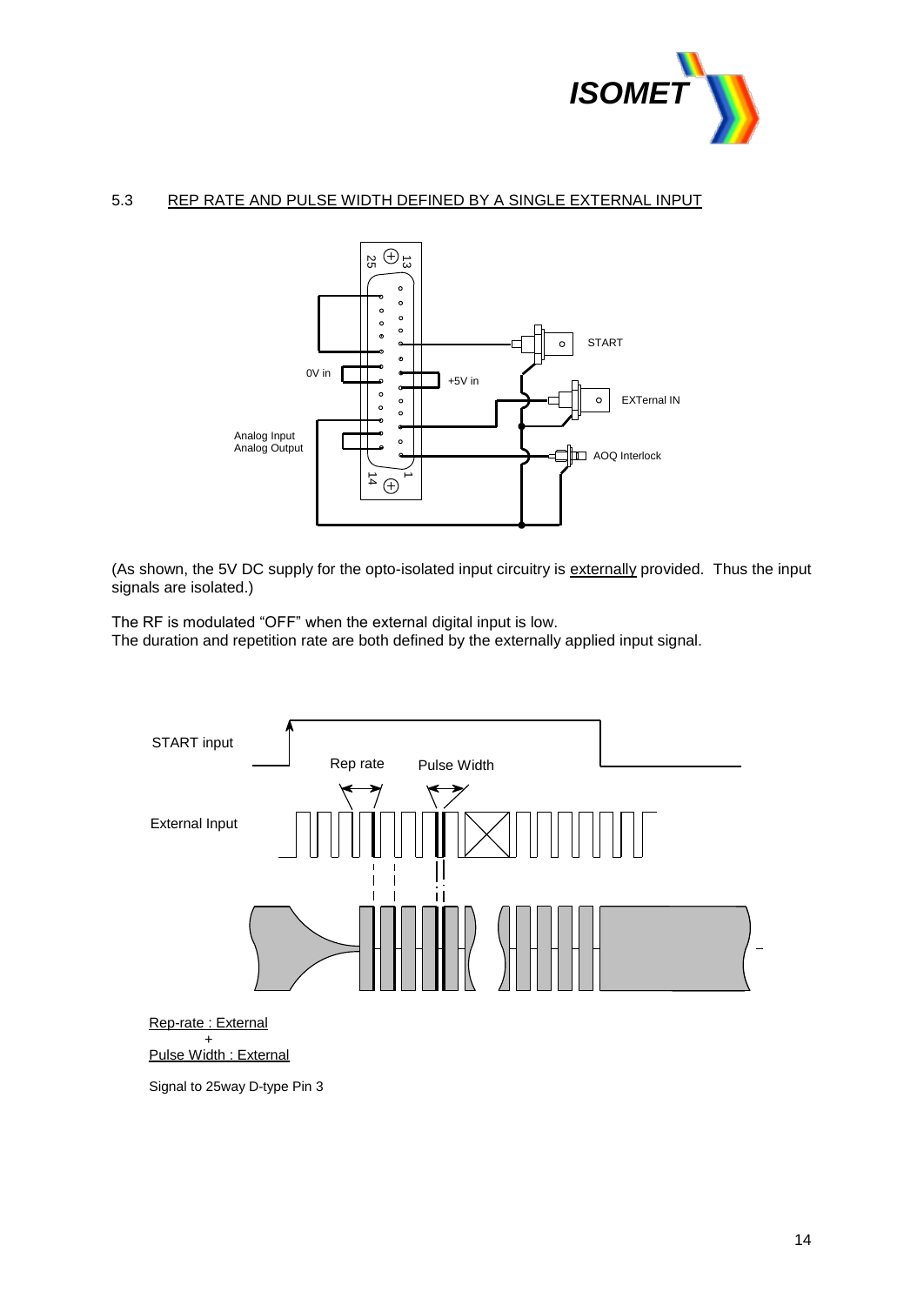## 5.3 REP RATE AND PULSE WIDTH DEFINED BY A SINGLE EXTERNAL INPUT

(As shown, the 5V DC supply for the opto-isolated input circuitry is externally provided. Thus the input signals are isolated.)

The RF is modulated "OFF" when the external digital input is low.
The duration and repetition rate are both defined by the externally applied input signal.

Rep-rate : External
+
Pulse Width : External

Signal to 25way D-type Pin 3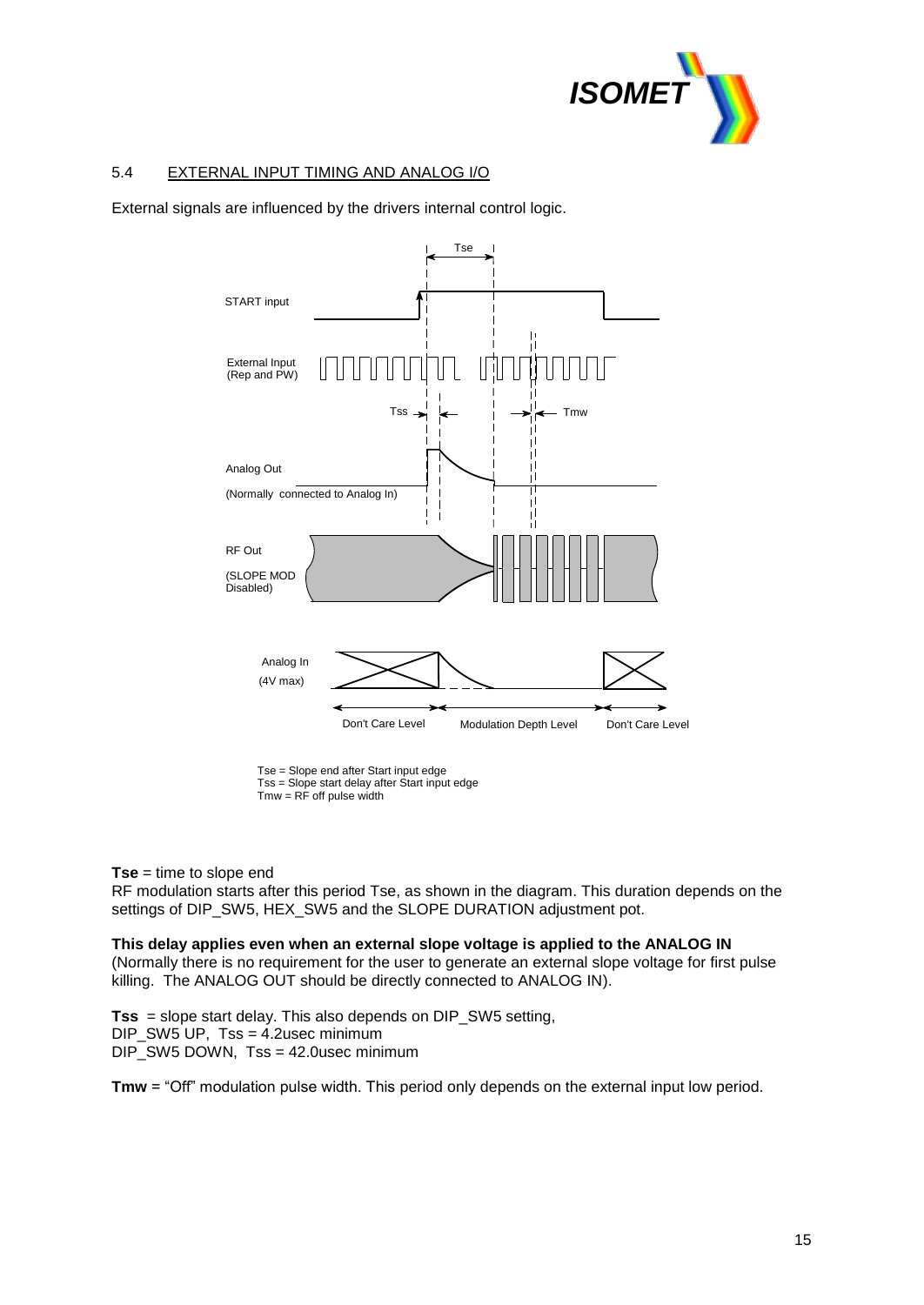## 5.4 EXTERNAL INPUT TIMING AND ANALOG I/O

External signals are influenced by the drivers internal control logic.

Tse = Slope end after Start input edge
Tss = Slope start delay after Start input edge
Tmw = RF off pulse width

**Tse** = time to slope end
RF modulation starts after this period Tse, as shown in the diagram. This duration depends on the settings of DIP_SW5, HEX_SW5 and the SLOPE DURATION adjustment pot.

**This delay applies even when an external slope voltage is applied to the ANALOG IN**
(Normally there is no requirement for the user to generate an external slope voltage for first pulse killing. The ANALOG OUT should be directly connected to ANALOG IN).

**Tss** = slope start delay. This also depends on DIP_SW5 setting,
DIP_SW5 UP, Tss = 4.2usec minimum
DIP_SW5 DOWN, Tss = 42.0usec minimum

**Tmw** = "Off" modulation pulse width. This period only depends on the external input low period.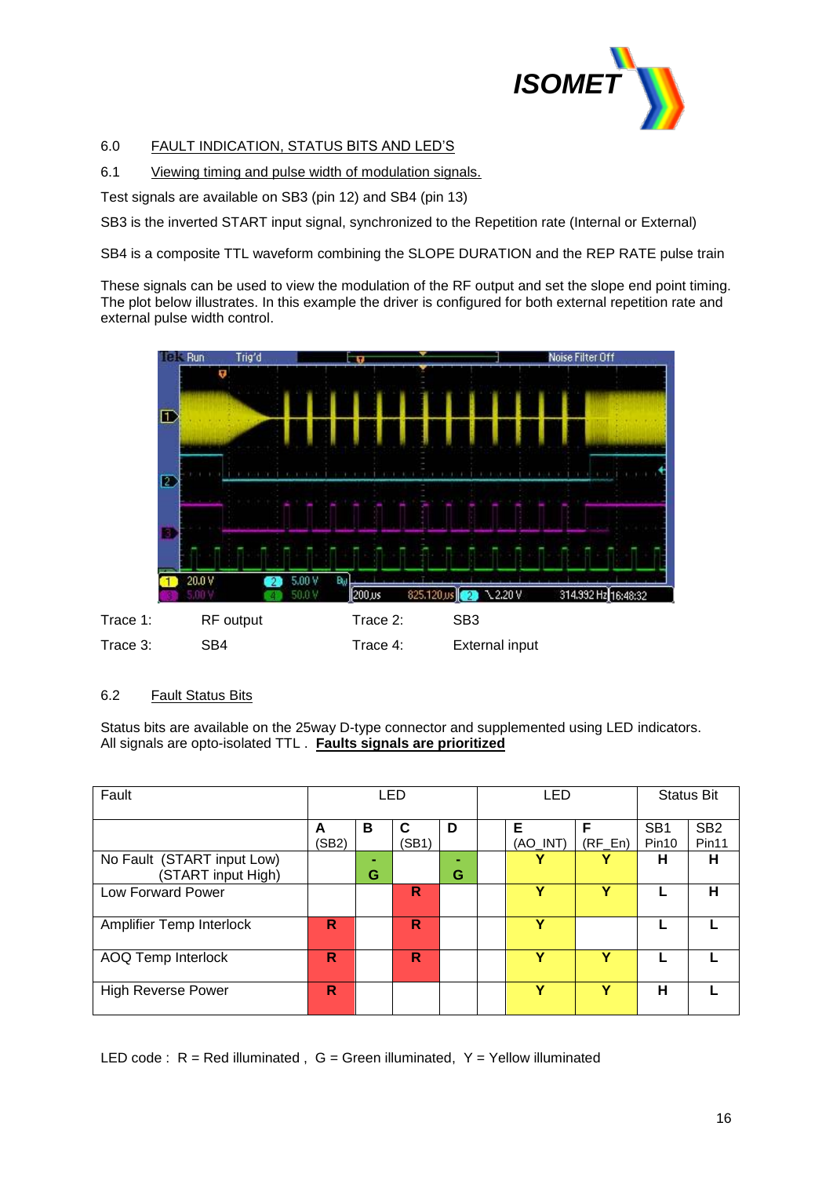## 6.0 FAULT INDICATION, STATUS BITS AND LED'S

### 6.1 Viewing timing and pulse width of modulation signals.

Test signals are available on SB3 (pin 12) and SB4 (pin 13)

SB3 is the inverted START input signal, synchronized to the Repetition rate (Internal or External)

SB4 is a composite TTL waveform combining the SLOPE DURATION and the REP RATE pulse train

These signals can be used to view the modulation of the RF output and set the slope end point timing. The plot below illustrates. In this example the driver is configured for both external repetition rate and external pulse width control.

| | | | |
|---|---|---|---|
| Trace 1: | RF output | Trace 2: | SB3 |
| Trace 3: | SB4 | Trace 4: | External input |

### 6.2 Fault Status Bits

Status bits are available on the 25way D-type connector and supplemented using LED indicators. All signals are opto-isolated TTL . **Faults signals are prioritized**

| Fault | LED | | | | LED | | | Status Bit | |
|---|---|---|---|---|---|---|---|---|---|
| | A (SB2) | B | C (SB1) | D | | E (AO_INT) | F (RF_En) | SB1 Pin10 | SB2 Pin11 |
| No Fault (START input Low) (START input High) | | - G | | - G | | Y | Y | H | H |
| Low Forward Power | | | R | | | Y | Y | L | H |
| Amplifier Temp Interlock | R | | R | | | Y | | L | L |
| AOQ Temp Interlock | R | | R | | | Y | Y | L | L |
| High Reverse Power | R | | | | | Y | Y | H | L |

LED code : R = Red illuminated , G = Green illuminated, Y = Yellow illuminated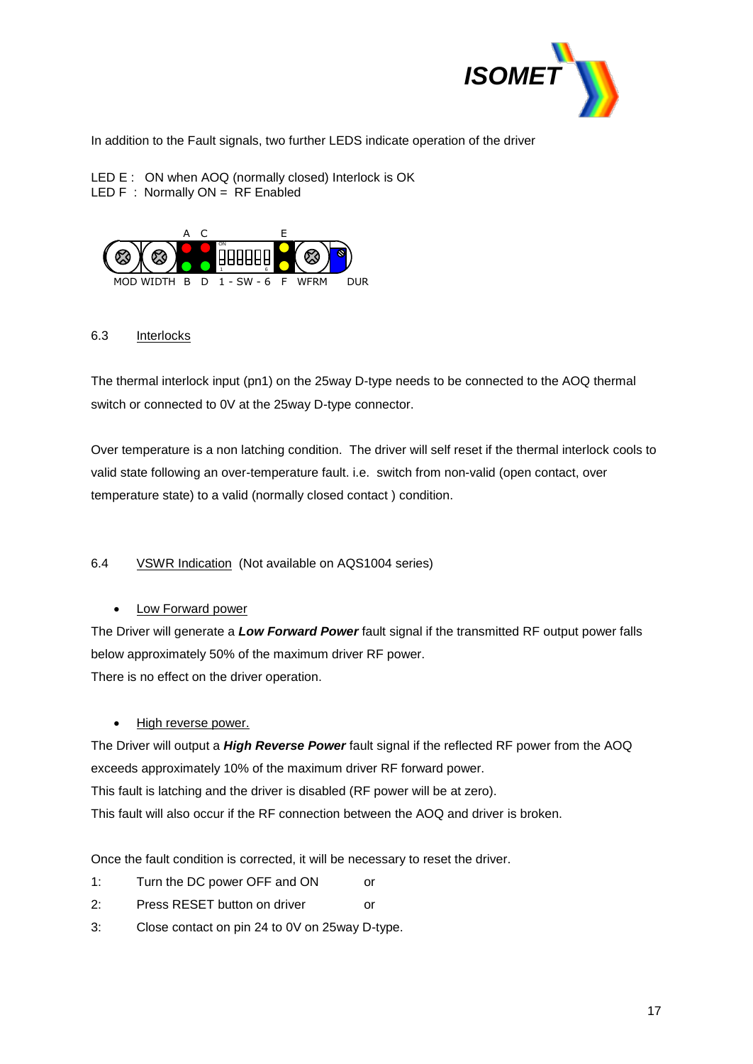In addition to the Fault signals, two further LEDS indicate operation of the driver

LED E : ON when AOQ (normally closed) Interlock is OK
LED F : Normally ON = RF Enabled

A C E

MOD WIDTH B D 1 - SW - 6 F WFRM DUR

## 6.3 Interlocks

The thermal interlock input (pn1) on the 25way D-type needs to be connected to the AOQ thermal switch or connected to 0V at the 25way D-type connector.

Over temperature is a non latching condition. The driver will self reset if the thermal interlock cools to valid state following an over-temperature fault. i.e. switch from non-valid (open contact, over temperature state) to a valid (normally closed contact ) condition.

## 6.4 VSWR Indication (Not available on AQS1004 series)

- Low Forward power

The Driver will generate a ***Low Forward Power*** fault signal if the transmitted RF output power falls below approximately 50% of the maximum driver RF power.
There is no effect on the driver operation.

- High reverse power.

The Driver will output a ***High Reverse Power*** fault signal if the reflected RF power from the AOQ exceeds approximately 10% of the maximum driver RF forward power.
This fault is latching and the driver is disabled (RF power will be at zero).
This fault will also occur if the RF connection between the AOQ and driver is broken.

Once the fault condition is corrected, it will be necessary to reset the driver.

1: Turn the DC power OFF and ON or
2: Press RESET button on driver or
3: Close contact on pin 24 to 0V on 25way D-type.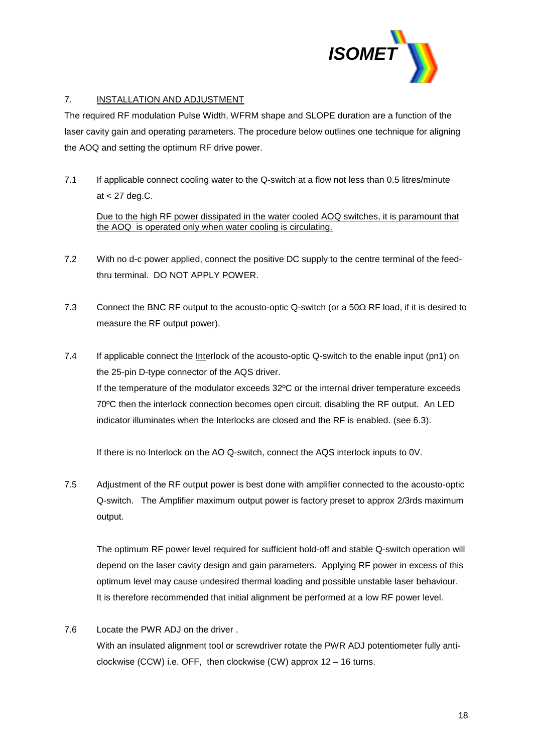## 7. INSTALLATION AND ADJUSTMENT

The required RF modulation Pulse Width, WFRM shape and SLOPE duration are a function of the laser cavity gain and operating parameters. The procedure below outlines one technique for aligning the AOQ and setting the optimum RF drive power.

7.1 If applicable connect cooling water to the Q-switch at a flow not less than 0.5 litres/minute at < 27 deg.C.

<u>Due to the high RF power dissipated in the water cooled AOQ switches, it is paramount that the AOQ is operated only when water cooling is circulating.</u>

7.2 With no d-c power applied, connect the positive DC supply to the centre terminal of the feed-thru terminal. DO NOT APPLY POWER.

7.3 Connect the BNC RF output to the acousto-optic Q-switch (or a 50Ω RF load, if it is desired to measure the RF output power).

7.4 If applicable connect the <u>Int</u>erlock of the acousto-optic Q-switch to the enable input (pn1) on the 25-pin D-type connector of the AQS driver.
If the temperature of the modulator exceeds 32ºC or the internal driver temperature exceeds 70ºC then the interlock connection becomes open circuit, disabling the RF output. An LED indicator illuminates when the Interlocks are closed and the RF is enabled. (see 6.3).

If there is no Interlock on the AO Q-switch, connect the AQS interlock inputs to 0V.

7.5 Adjustment of the RF output power is best done with amplifier connected to the acousto-optic Q-switch. The Amplifier maximum output power is factory preset to approx 2/3rds maximum output.

The optimum RF power level required for sufficient hold-off and stable Q-switch operation will depend on the laser cavity design and gain parameters. Applying RF power in excess of this optimum level may cause undesired thermal loading and possible unstable laser behaviour. It is therefore recommended that initial alignment be performed at a low RF power level.

7.6 Locate the PWR ADJ on the driver .
With an insulated alignment tool or screwdriver rotate the PWR ADJ potentiometer fully anti-clockwise (CCW) i.e. OFF, then clockwise (CW) approx 12 – 16 turns.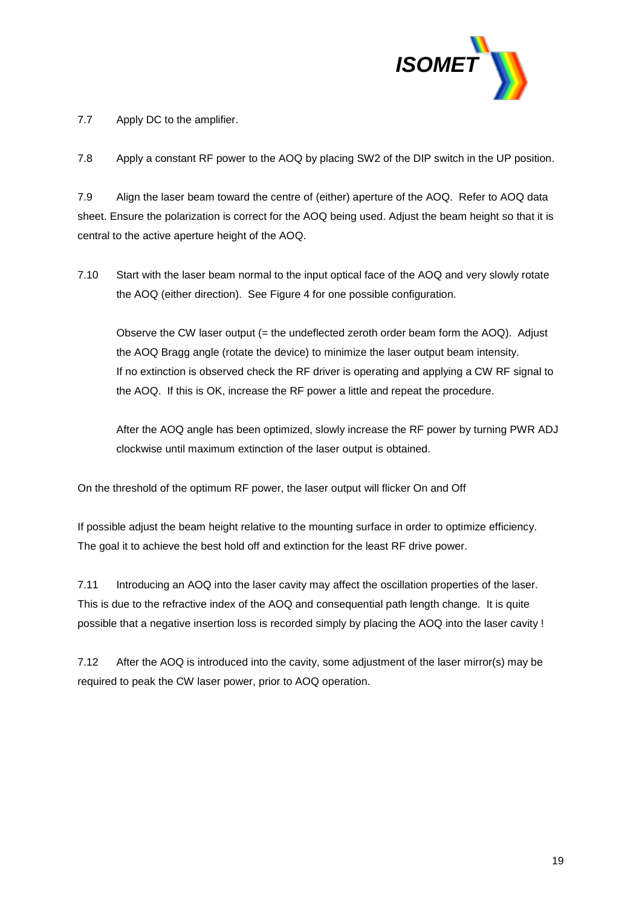7.7 Apply DC to the amplifier.

7.8 Apply a constant RF power to the AOQ by placing SW2 of the DIP switch in the UP position.

7.9 Align the laser beam toward the centre of (either) aperture of the AOQ. Refer to AOQ data sheet. Ensure the polarization is correct for the AOQ being used. Adjust the beam height so that it is central to the active aperture height of the AOQ.

7.10 Start with the laser beam normal to the input optical face of the AOQ and very slowly rotate the AOQ (either direction). See Figure 4 for one possible configuration.

Observe the CW laser output (= the undeflected zeroth order beam form the AOQ). Adjust the AOQ Bragg angle (rotate the device) to minimize the laser output beam intensity. If no extinction is observed check the RF driver is operating and applying a CW RF signal to the AOQ. If this is OK, increase the RF power a little and repeat the procedure.

After the AOQ angle has been optimized, slowly increase the RF power by turning PWR ADJ clockwise until maximum extinction of the laser output is obtained.

On the threshold of the optimum RF power, the laser output will flicker On and Off

If possible adjust the beam height relative to the mounting surface in order to optimize efficiency. The goal it to achieve the best hold off and extinction for the least RF drive power.

7.11 Introducing an AOQ into the laser cavity may affect the oscillation properties of the laser. This is due to the refractive index of the AOQ and consequential path length change. It is quite possible that a negative insertion loss is recorded simply by placing the AOQ into the laser cavity !

7.12 After the AOQ is introduced into the cavity, some adjustment of the laser mirror(s) may be required to peak the CW laser power, prior to AOQ operation.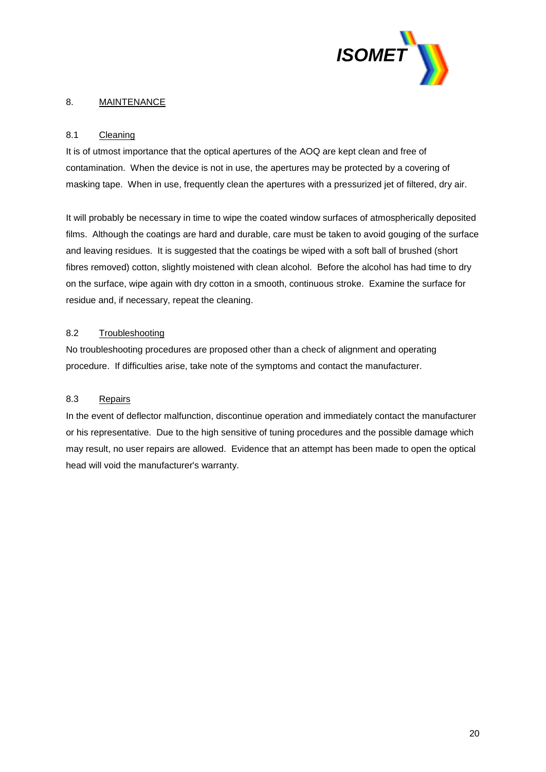## 8. MAINTENANCE

### 8.1 Cleaning

It is of utmost importance that the optical apertures of the AOQ are kept clean and free of contamination. When the device is not in use, the apertures may be protected by a covering of masking tape. When in use, frequently clean the apertures with a pressurized jet of filtered, dry air.

It will probably be necessary in time to wipe the coated window surfaces of atmospherically deposited films. Although the coatings are hard and durable, care must be taken to avoid gouging of the surface and leaving residues. It is suggested that the coatings be wiped with a soft ball of brushed (short fibres removed) cotton, slightly moistened with clean alcohol. Before the alcohol has had time to dry on the surface, wipe again with dry cotton in a smooth, continuous stroke. Examine the surface for residue and, if necessary, repeat the cleaning.

### 8.2 Troubleshooting

No troubleshooting procedures are proposed other than a check of alignment and operating procedure. If difficulties arise, take note of the symptoms and contact the manufacturer.

### 8.3 Repairs

In the event of deflector malfunction, discontinue operation and immediately contact the manufacturer or his representative. Due to the high sensitive of tuning procedures and the possible damage which may result, no user repairs are allowed. Evidence that an attempt has been made to open the optical head will void the manufacturer's warranty.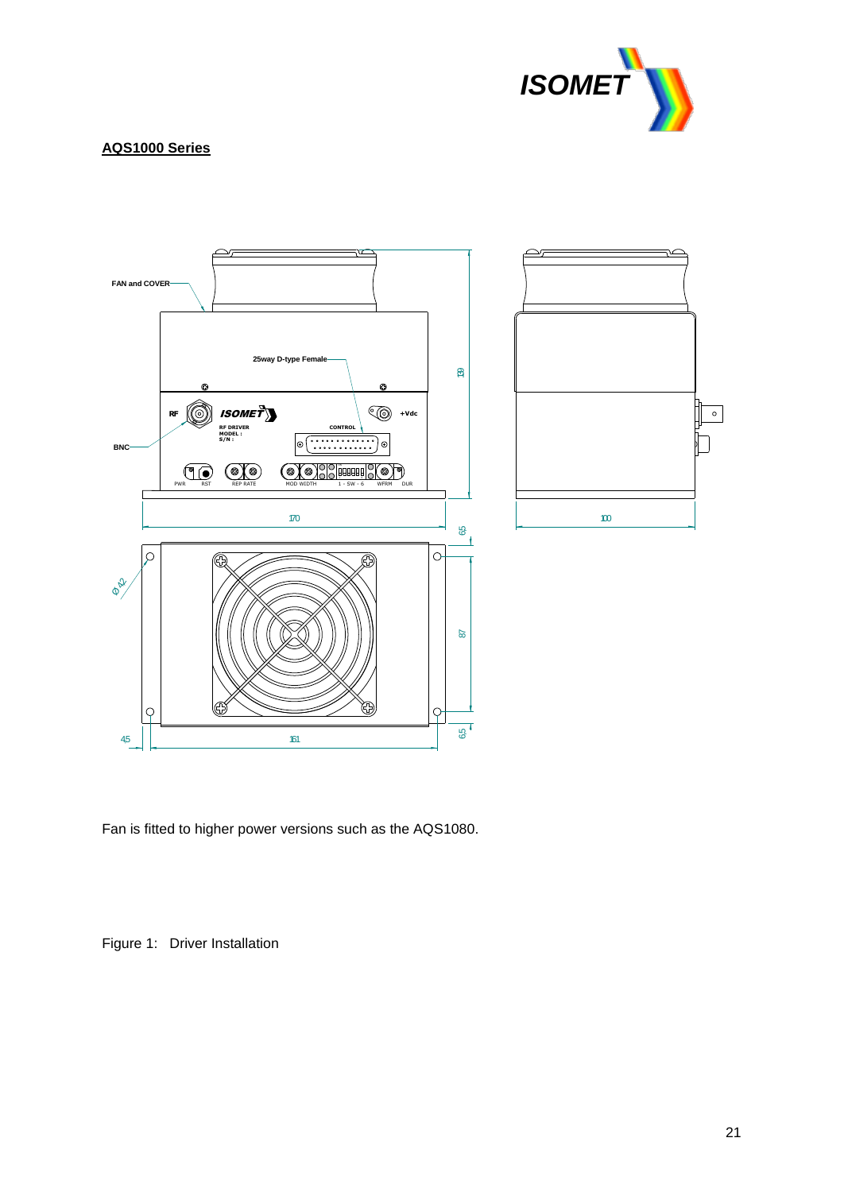## AQS1000 Series

Fan is fitted to higher power versions such as the AQS1080.

Figure 1: Driver Installation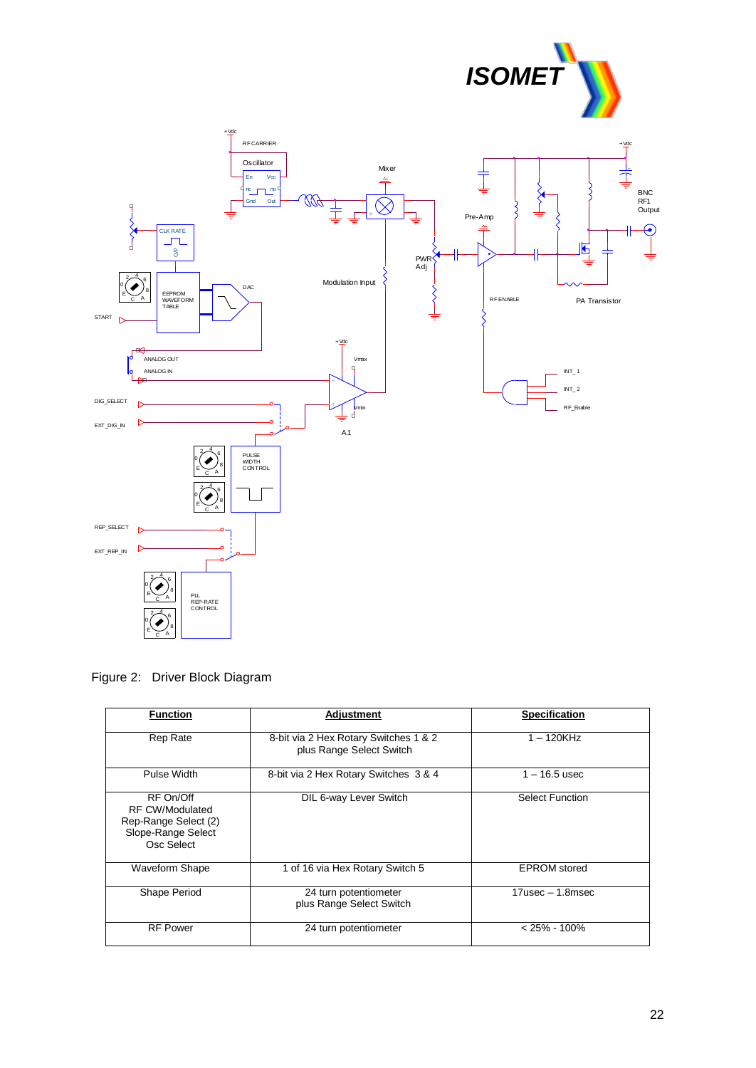Figure 2: Driver Block Diagram

| Function | Adjustment | Specification |
|---|---|---|
| Rep Rate | 8-bit via 2 Hex Rotary Switches 1 & 2 plus Range Select Switch | 1 – 120KHz |
| Pulse Width | 8-bit via 2 Hex Rotary Switches 3 & 4 | 1 – 16.5 usec |
| RF On/Off<br>RF CW/Modulated<br>Rep-Range Select (2)<br>Slope-Range Select<br>Osc Select | DIL 6-way Lever Switch | Select Function |
| Waveform Shape | 1 of 16 via Hex Rotary Switch 5 | EPROM stored |
| Shape Period | 24 turn potentiometer plus Range Select Switch | 17usec – 1.8msec |
| RF Power | 24 turn potentiometer | < 25% - 100% |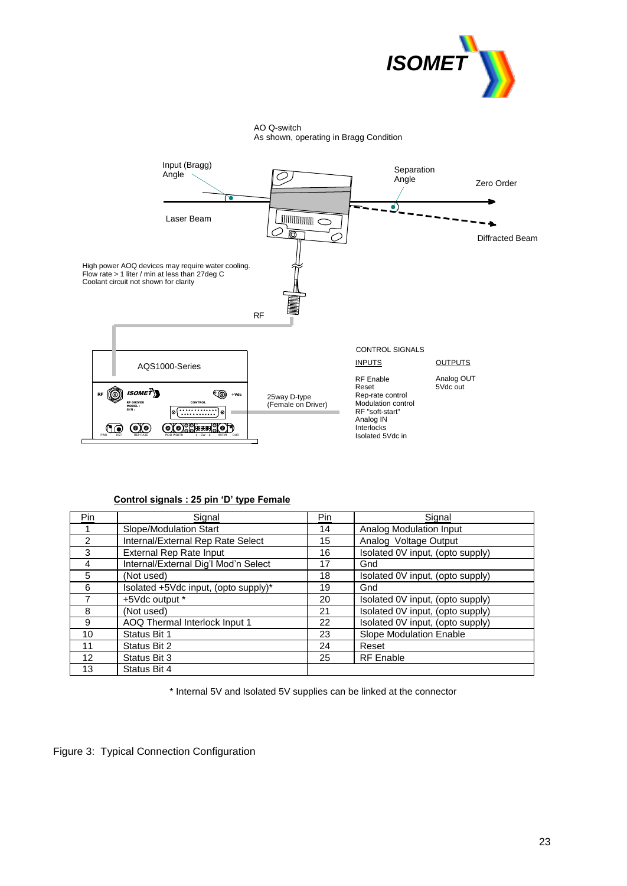AO Q-switch
As shown, operating in Bragg Condition

Input (Bragg) Angle

Separation Angle

Zero Order

Laser Beam

Diffracted Beam

High power AOQ devices may require water cooling.
Flow rate > 1 liter / min at less than 27deg C
Coolant circuit not shown for clarity

RF

AQS1000-Series

25way D-type
(Female on Driver)

CONTROL SIGNALS

| INPUTS | OUTPUTS |
| --- | --- |
| RF Enable | Analog OUT |
| Reset | 5Vdc out |
| Rep-rate control | |
| Modulation control | |
| RF "soft-start" | |
| Analog IN | |
| Interlocks | |
| Isolated 5Vdc in | |

**Control signals : 25 pin 'D' type Female**

| Pin | Signal | Pin | Signal |
| --- | --- | --- | --- |
| 1 | Slope/Modulation Start | 14 | Analog Modulation Input |
| 2 | Internal/External Rep Rate Select | 15 | Analog Voltage Output |
| 3 | External Rep Rate Input | 16 | Isolated 0V input, (opto supply) |
| 4 | Internal/External Dig'l Mod'n Select | 17 | Gnd |
| 5 | (Not used) | 18 | Isolated 0V input, (opto supply) |
| 6 | Isolated +5Vdc input, (opto supply)* | 19 | Gnd |
| 7 | +5Vdc output * | 20 | Isolated 0V input, (opto supply) |
| 8 | (Not used) | 21 | Isolated 0V input, (opto supply) |
| 9 | AOQ Thermal Interlock Input 1 | 22 | Isolated 0V input, (opto supply) |
| 10 | Status Bit 1 | 23 | Slope Modulation Enable |
| 11 | Status Bit 2 | 24 | Reset |
| 12 | Status Bit 3 | 25 | RF Enable |
| 13 | Status Bit 4 | | |

* Internal 5V and Isolated 5V supplies can be linked at the connector

Figure 3: Typical Connection Configuration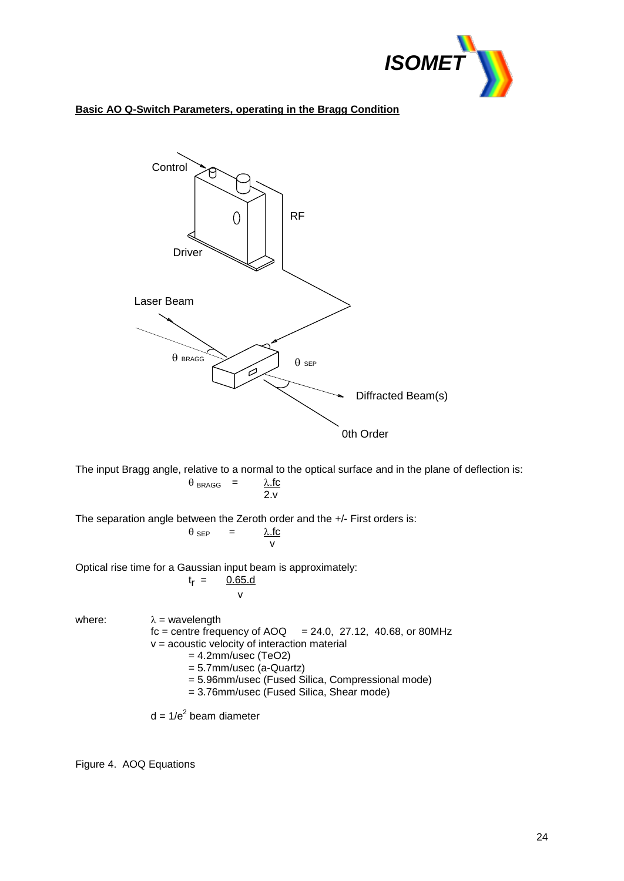**Basic AO Q-Switch Parameters, operating in the Bragg Condition**

Control

RF

Driver

Laser Beam

$\theta_{BRAGG}$

$\theta_{SEP}$

Diffracted Beam(s)

0th Order

The input Bragg angle, relative to a normal to the optical surface and in the plane of deflection is:

$$\theta_{BRAGG} = \frac{\lambda . fc}{2 . v}$$

The separation angle between the Zeroth order and the +/- First orders is:

$$\theta_{SEP} = \frac{\lambda . fc}{v}$$

Optical rise time for a Gaussian input beam is approximately:

$$t_r = \frac{0.65 . d}{v}$$

where:
- $\lambda$ = wavelength
- fc = centre frequency of AOQ = 24.0, 27.12, 40.68, or 80MHz
- v = acoustic velocity of interaction material
  - = 4.2mm/usec ($TeO_2$)
  - = 5.7mm/usec (a-Quartz)
  - = 5.96mm/usec (Fused Silica, Compressional mode)
  - = 3.76mm/usec (Fused Silica, Shear mode)
- d = $1/e^2$ beam diameter

Figure 4. AOQ Equations